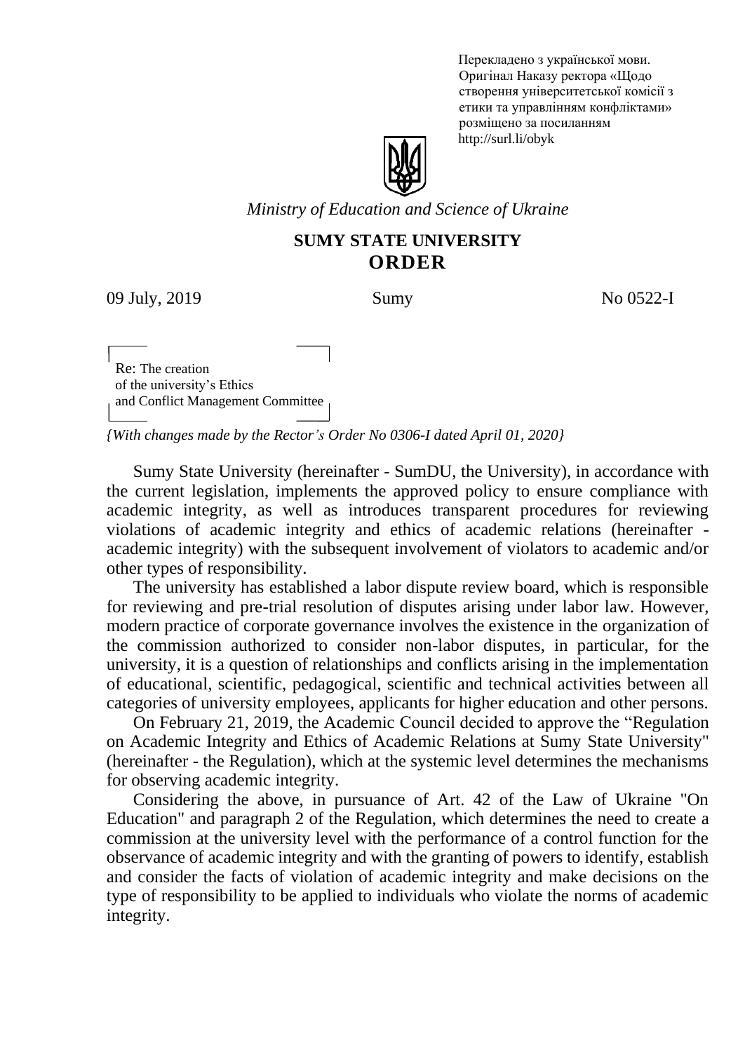Перекладено з української мови.
Оригінал Наказу ректора «Щодо створення університетської комісії з етики та управлінням конфліктами» розміщено за посиланням http://surl.li/obyk

*Ministry of Education and Science of Ukraine*

**SUMY STATE UNIVERSITY**

# ORDER

09 July, 2019 Sumy No 0522-I

Re: The creation
of the university's Ethics
and Conflict Management Committee

*{With changes made by the Rector's Order No 0306-I dated April 01, 2020}*

Sumy State University (hereinafter - SumDU, the University), in accordance with the current legislation, implements the approved policy to ensure compliance with academic integrity, as well as introduces transparent procedures for reviewing violations of academic integrity and ethics of academic relations (hereinafter - academic integrity) with the subsequent involvement of violators to academic and/or other types of responsibility.

The university has established a labor dispute review board, which is responsible for reviewing and pre-trial resolution of disputes arising under labor law. However, modern practice of corporate governance involves the existence in the organization of the commission authorized to consider non-labor disputes, in particular, for the university, it is a question of relationships and conflicts arising in the implementation of educational, scientific, pedagogical, scientific and technical activities between all categories of university employees, applicants for higher education and other persons.

On February 21, 2019, the Academic Council decided to approve the "Regulation on Academic Integrity and Ethics of Academic Relations at Sumy State University" (hereinafter - the Regulation), which at the systemic level determines the mechanisms for observing academic integrity.

Considering the above, in pursuance of Art. 42 of the Law of Ukraine "On Education" and paragraph 2 of the Regulation, which determines the need to create a commission at the university level with the performance of a control function for the observance of academic integrity and with the granting of powers to identify, establish and consider the facts of violation of academic integrity and make decisions on the type of responsibility to be applied to individuals who violate the norms of academic integrity.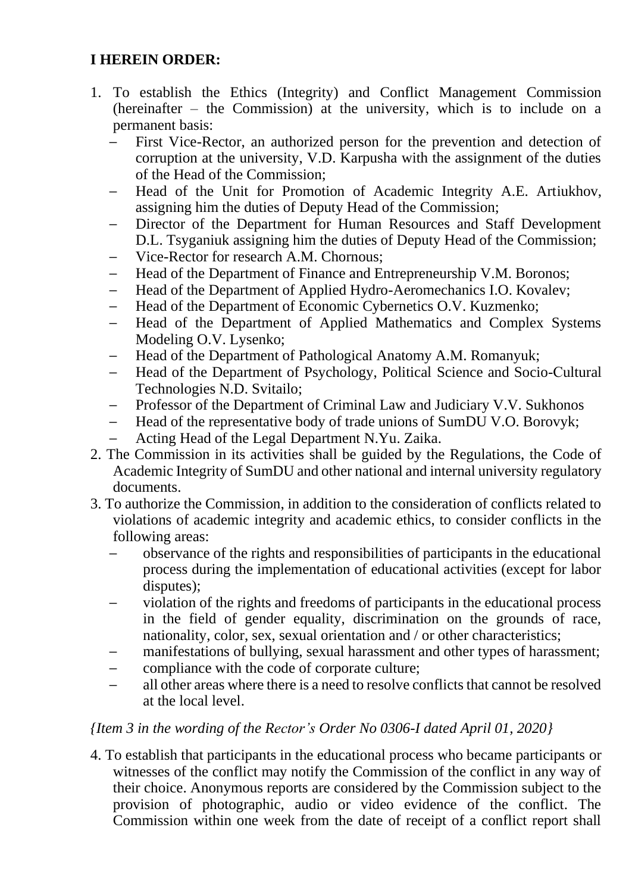**I HEREIN ORDER:**

1. To establish the Ethics (Integrity) and Conflict Management Commission (hereinafter – the Commission) at the university, which is to include on a permanent basis:
   - First Vice-Rector, an authorized person for the prevention and detection of corruption at the university, V.D. Karpusha with the assignment of the duties of the Head of the Commission;
   - Head of the Unit for Promotion of Academic Integrity A.E. Artiukhov, assigning him the duties of Deputy Head of the Commission;
   - Director of the Department for Human Resources and Staff Development D.L. Tsyganiuk assigning him the duties of Deputy Head of the Commission;
   - Vice-Rector for research A.M. Chornous;
   - Head of the Department of Finance and Entrepreneurship V.M. Boronos;
   - Head of the Department of Applied Hydro-Aeromechanics I.O. Kovalev;
   - Head of the Department of Economic Cybernetics O.V. Kuzmenko;
   - Head of the Department of Applied Mathematics and Complex Systems Modeling O.V. Lysenko;
   - Head of the Department of Pathological Anatomy A.M. Romanyuk;
   - Head of the Department of Psychology, Political Science and Socio-Cultural Technologies N.D. Svitailo;
   - Professor of the Department of Criminal Law and Judiciary V.V. Sukhonos
   - Head of the representative body of trade unions of SumDU V.O. Borovyk;
   - Acting Head of the Legal Department N.Yu. Zaika.
2. The Commission in its activities shall be guided by the Regulations, the Code of Academic Integrity of SumDU and other national and internal university regulatory documents.
3. To authorize the Commission, in addition to the consideration of conflicts related to violations of academic integrity and academic ethics, to consider conflicts in the following areas:
   - observance of the rights and responsibilities of participants in the educational process during the implementation of educational activities (except for labor disputes);
   - violation of the rights and freedoms of participants in the educational process in the field of gender equality, discrimination on the grounds of race, nationality, color, sex, sexual orientation and / or other characteristics;
   - manifestations of bullying, sexual harassment and other types of harassment;
   - compliance with the code of corporate culture;
   - all other areas where there is a need to resolve conflicts that cannot be resolved at the local level.

*{Item 3 in the wording of the Rector's Order No 0306-I dated April 01, 2020}*

4. To establish that participants in the educational process who became participants or witnesses of the conflict may notify the Commission of the conflict in any way of their choice. Anonymous reports are considered by the Commission subject to the provision of photographic, audio or video evidence of the conflict. The Commission within one week from the date of receipt of a conflict report shall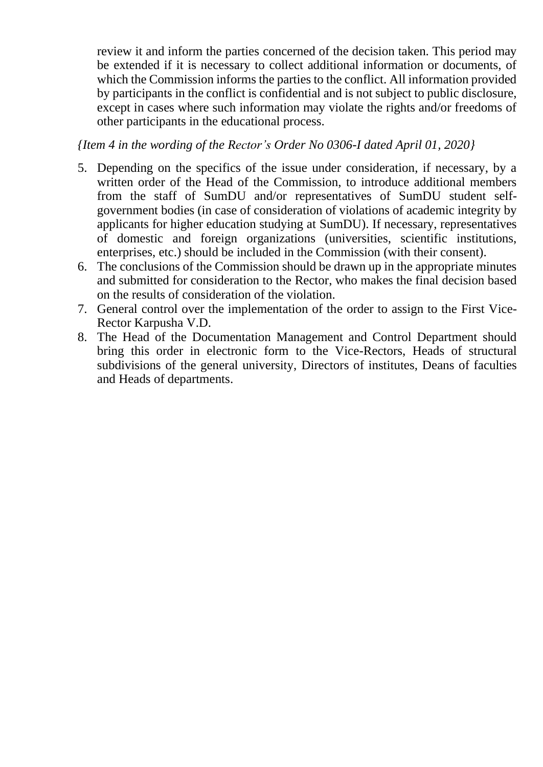review it and inform the parties concerned of the decision taken. This period may be extended if it is necessary to collect additional information or documents, of which the Commission informs the parties to the conflict. All information provided by participants in the conflict is confidential and is not subject to public disclosure, except in cases where such information may violate the rights and/or freedoms of other participants in the educational process.

*{Item 4 in the wording of the Rector's Order No 0306-I dated April 01, 2020}*

5. Depending on the specifics of the issue under consideration, if necessary, by a written order of the Head of the Commission, to introduce additional members from the staff of SumDU and/or representatives of SumDU student self-government bodies (in case of consideration of violations of academic integrity by applicants for higher education studying at SumDU). If necessary, representatives of domestic and foreign organizations (universities, scientific institutions, enterprises, etc.) should be included in the Commission (with their consent).
6. The conclusions of the Commission should be drawn up in the appropriate minutes and submitted for consideration to the Rector, who makes the final decision based on the results of consideration of the violation.
7. General control over the implementation of the order to assign to the First Vice-Rector Karpusha V.D.
8. The Head of the Documentation Management and Control Department should bring this order in electronic form to the Vice-Rectors, Heads of structural subdivisions of the general university, Directors of institutes, Deans of faculties and Heads of departments.